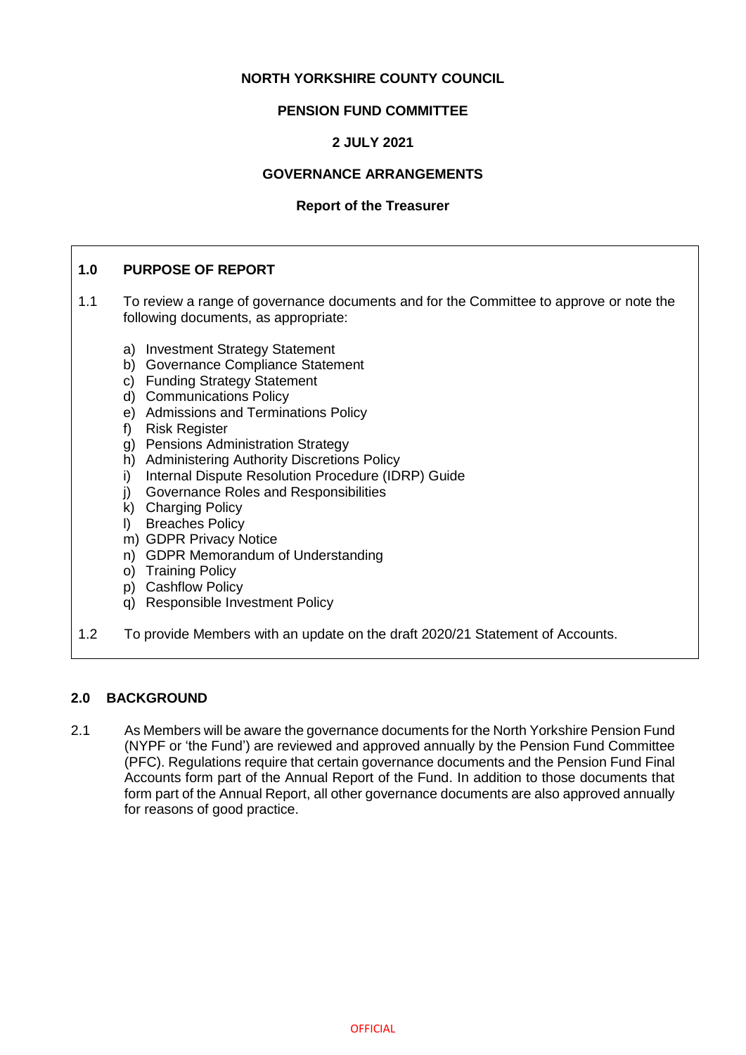**NORTH YORKSHIRE COUNTY COUNCIL**

**PENSION FUND COMMITTEE**

**2 JULY 2021**

**GOVERNANCE ARRANGEMENTS**

**Report of the Treasurer**

## 1.0 PURPOSE OF REPORT

1.1 To review a range of governance documents and for the Committee to approve or note the following documents, as appropriate:

a) Investment Strategy Statement
b) Governance Compliance Statement
c) Funding Strategy Statement
d) Communications Policy
e) Admissions and Terminations Policy
f) Risk Register
g) Pensions Administration Strategy
h) Administering Authority Discretions Policy
i) Internal Dispute Resolution Procedure (IDRP) Guide
j) Governance Roles and Responsibilities
k) Charging Policy
l) Breaches Policy
m) GDPR Privacy Notice
n) GDPR Memorandum of Understanding
o) Training Policy
p) Cashflow Policy
q) Responsible Investment Policy

1.2 To provide Members with an update on the draft 2020/21 Statement of Accounts.

## 2.0 BACKGROUND

2.1 As Members will be aware the governance documents for the North Yorkshire Pension Fund (NYPF or 'the Fund') are reviewed and approved annually by the Pension Fund Committee (PFC). Regulations require that certain governance documents and the Pension Fund Final Accounts form part of the Annual Report of the Fund. In addition to those documents that form part of the Annual Report, all other governance documents are also approved annually for reasons of good practice.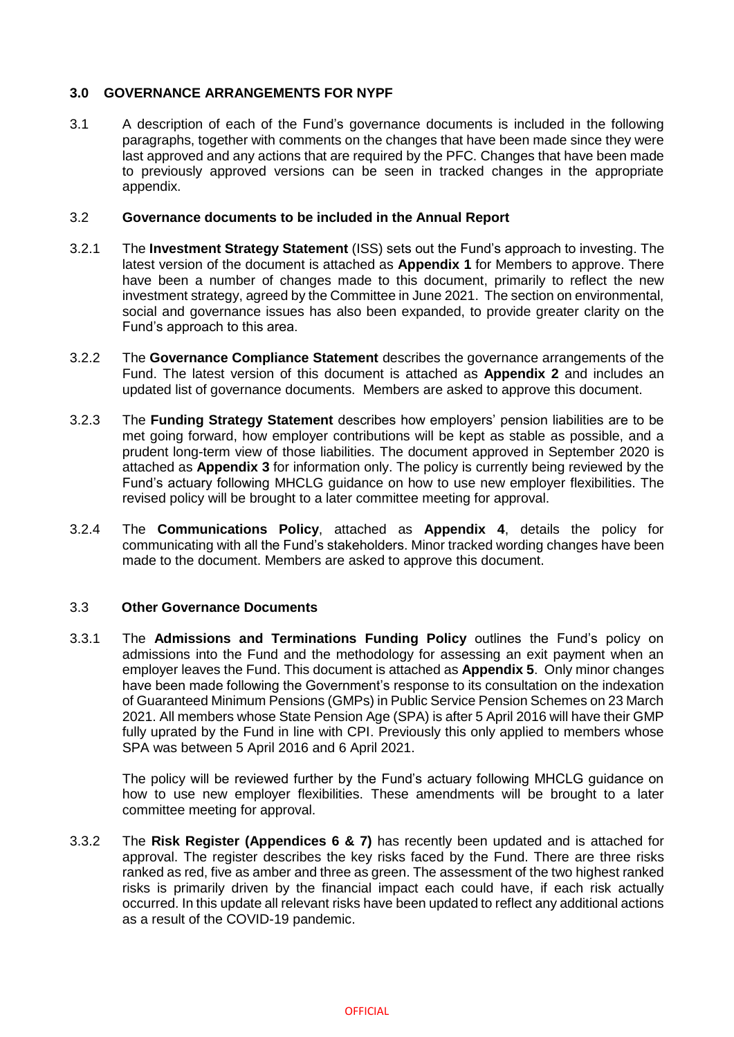## 3.0 GOVERNANCE ARRANGEMENTS FOR NYPF

3.1 A description of each of the Fund's governance documents is included in the following paragraphs, together with comments on the changes that have been made since they were last approved and any actions that are required by the PFC. Changes that have been made to previously approved versions can be seen in tracked changes in the appropriate appendix.

### 3.2 Governance documents to be included in the Annual Report

3.2.1 The **Investment Strategy Statement** (ISS) sets out the Fund's approach to investing. The latest version of the document is attached as **Appendix 1** for Members to approve. There have been a number of changes made to this document, primarily to reflect the new investment strategy, agreed by the Committee in June 2021. The section on environmental, social and governance issues has also been expanded, to provide greater clarity on the Fund's approach to this area.

3.2.2 The **Governance Compliance Statement** describes the governance arrangements of the Fund. The latest version of this document is attached as **Appendix 2** and includes an updated list of governance documents. Members are asked to approve this document.

3.2.3 The **Funding Strategy Statement** describes how employers' pension liabilities are to be met going forward, how employer contributions will be kept as stable as possible, and a prudent long-term view of those liabilities. The document approved in September 2020 is attached as **Appendix 3** for information only. The policy is currently being reviewed by the Fund's actuary following MHCLG guidance on how to use new employer flexibilities. The revised policy will be brought to a later committee meeting for approval.

3.2.4 The **Communications Policy**, attached as **Appendix 4**, details the policy for communicating with all the Fund's stakeholders. Minor tracked wording changes have been made to the document. Members are asked to approve this document.

### 3.3 Other Governance Documents

3.3.1 The **Admissions and Terminations Funding Policy** outlines the Fund's policy on admissions into the Fund and the methodology for assessing an exit payment when an employer leaves the Fund. This document is attached as **Appendix 5**. Only minor changes have been made following the Government's response to its consultation on the indexation of Guaranteed Minimum Pensions (GMPs) in Public Service Pension Schemes on 23 March 2021. All members whose State Pension Age (SPA) is after 5 April 2016 will have their GMP fully uprated by the Fund in line with CPI. Previously this only applied to members whose SPA was between 5 April 2016 and 6 April 2021.

The policy will be reviewed further by the Fund's actuary following MHCLG guidance on how to use new employer flexibilities. These amendments will be brought to a later committee meeting for approval.

3.3.2 The **Risk Register (Appendices 6 & 7)** has recently been updated and is attached for approval. The register describes the key risks faced by the Fund. There are three risks ranked as red, five as amber and three as green. The assessment of the two highest ranked risks is primarily driven by the financial impact each could have, if each risk actually occurred. In this update all relevant risks have been updated to reflect any additional actions as a result of the COVID-19 pandemic.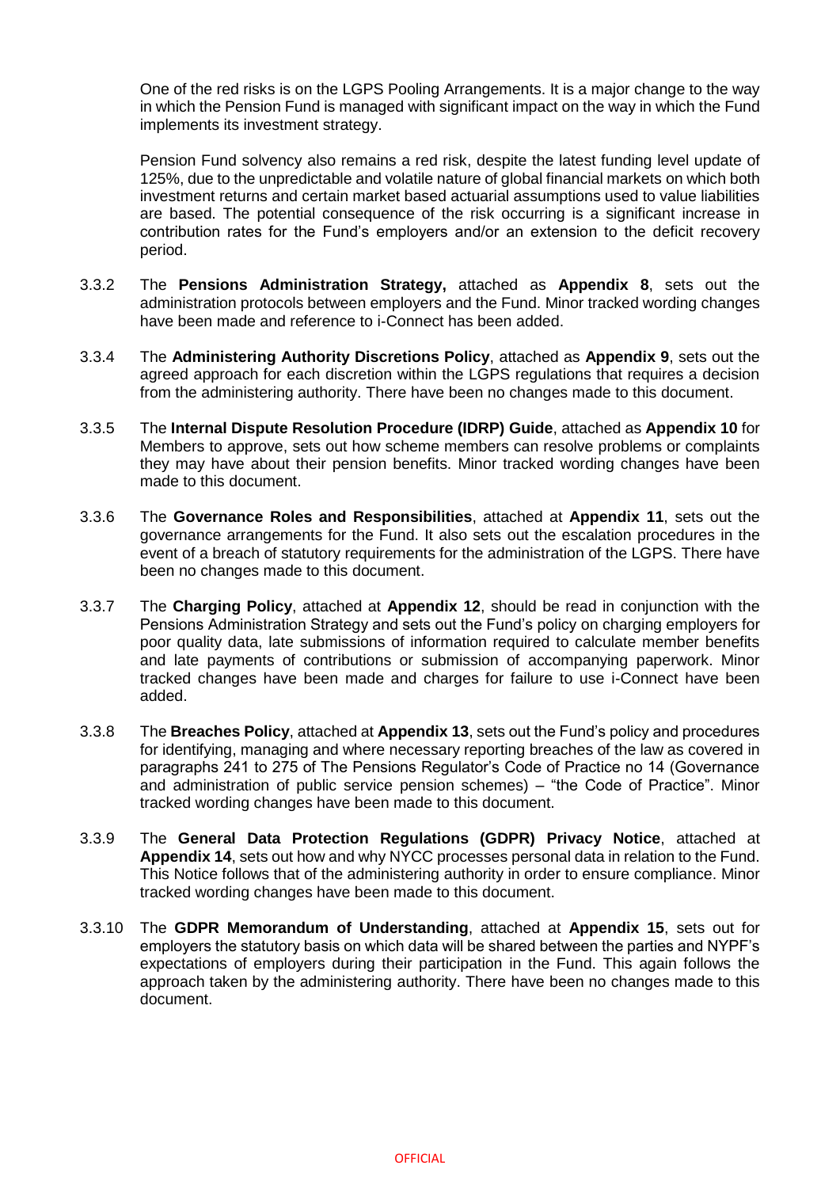One of the red risks is on the LGPS Pooling Arrangements. It is a major change to the way in which the Pension Fund is managed with significant impact on the way in which the Fund implements its investment strategy.

Pension Fund solvency also remains a red risk, despite the latest funding level update of 125%, due to the unpredictable and volatile nature of global financial markets on which both investment returns and certain market based actuarial assumptions used to value liabilities are based. The potential consequence of the risk occurring is a significant increase in contribution rates for the Fund's employers and/or an extension to the deficit recovery period.

3.3.2 The **Pensions Administration Strategy,** attached as **Appendix 8**, sets out the administration protocols between employers and the Fund. Minor tracked wording changes have been made and reference to i-Connect has been added.

3.3.4 The **Administering Authority Discretions Policy**, attached as **Appendix 9**, sets out the agreed approach for each discretion within the LGPS regulations that requires a decision from the administering authority. There have been no changes made to this document.

3.3.5 The **Internal Dispute Resolution Procedure (IDRP) Guide**, attached as **Appendix 10** for Members to approve, sets out how scheme members can resolve problems or complaints they may have about their pension benefits. Minor tracked wording changes have been made to this document.

3.3.6 The **Governance Roles and Responsibilities**, attached at **Appendix 11**, sets out the governance arrangements for the Fund. It also sets out the escalation procedures in the event of a breach of statutory requirements for the administration of the LGPS. There have been no changes made to this document.

3.3.7 The **Charging Policy**, attached at **Appendix 12**, should be read in conjunction with the Pensions Administration Strategy and sets out the Fund's policy on charging employers for poor quality data, late submissions of information required to calculate member benefits and late payments of contributions or submission of accompanying paperwork. Minor tracked changes have been made and charges for failure to use i-Connect have been added.

3.3.8 The **Breaches Policy**, attached at **Appendix 13**, sets out the Fund's policy and procedures for identifying, managing and where necessary reporting breaches of the law as covered in paragraphs 241 to 275 of The Pensions Regulator's Code of Practice no 14 (Governance and administration of public service pension schemes) – "the Code of Practice". Minor tracked wording changes have been made to this document.

3.3.9 The **General Data Protection Regulations (GDPR) Privacy Notice**, attached at **Appendix 14**, sets out how and why NYCC processes personal data in relation to the Fund. This Notice follows that of the administering authority in order to ensure compliance. Minor tracked wording changes have been made to this document.

3.3.10 The **GDPR Memorandum of Understanding**, attached at **Appendix 15**, sets out for employers the statutory basis on which data will be shared between the parties and NYPF's expectations of employers during their participation in the Fund. This again follows the approach taken by the administering authority. There have been no changes made to this document.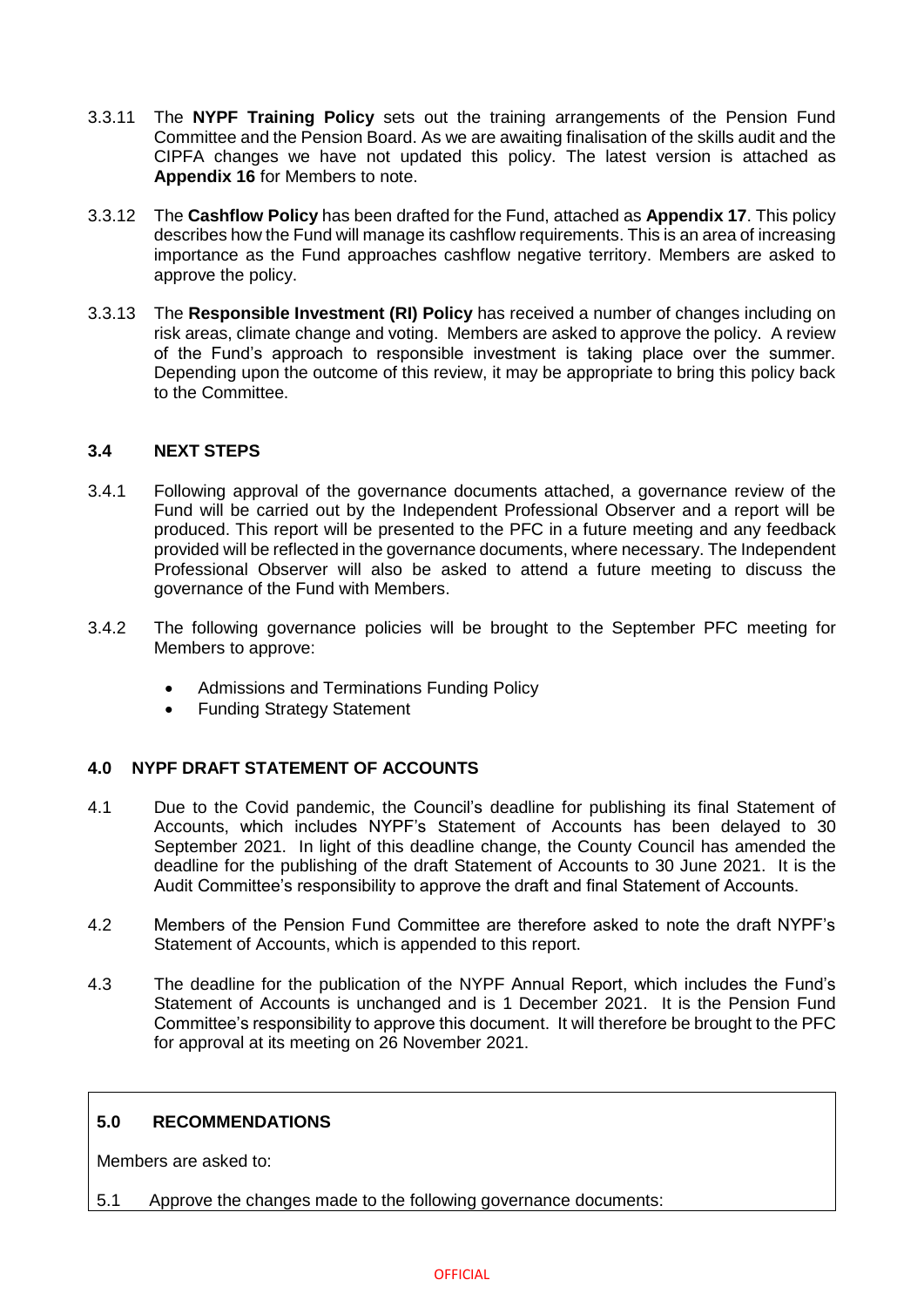3.3.11 The **NYPF Training Policy** sets out the training arrangements of the Pension Fund Committee and the Pension Board. As we are awaiting finalisation of the skills audit and the CIPFA changes we have not updated this policy. The latest version is attached as **Appendix 16** for Members to note.

3.3.12 The **Cashflow Policy** has been drafted for the Fund, attached as **Appendix 17**. This policy describes how the Fund will manage its cashflow requirements. This is an area of increasing importance as the Fund approaches cashflow negative territory. Members are asked to approve the policy.

3.3.13 The **Responsible Investment (RI) Policy** has received a number of changes including on risk areas, climate change and voting. Members are asked to approve the policy. A review of the Fund's approach to responsible investment is taking place over the summer. Depending upon the outcome of this review, it may be appropriate to bring this policy back to the Committee.

### 3.4 NEXT STEPS

3.4.1 Following approval of the governance documents attached, a governance review of the Fund will be carried out by the Independent Professional Observer and a report will be produced. This report will be presented to the PFC in a future meeting and any feedback provided will be reflected in the governance documents, where necessary. The Independent Professional Observer will also be asked to attend a future meeting to discuss the governance of the Fund with Members.

3.4.2 The following governance policies will be brought to the September PFC meeting for Members to approve:

- Admissions and Terminations Funding Policy
- Funding Strategy Statement

## 4.0 NYPF DRAFT STATEMENT OF ACCOUNTS

4.1 Due to the Covid pandemic, the Council's deadline for publishing its final Statement of Accounts, which includes NYPF's Statement of Accounts has been delayed to 30 September 2021. In light of this deadline change, the County Council has amended the deadline for the publishing of the draft Statement of Accounts to 30 June 2021. It is the Audit Committee's responsibility to approve the draft and final Statement of Accounts.

4.2 Members of the Pension Fund Committee are therefore asked to note the draft NYPF's Statement of Accounts, which is appended to this report.

4.3 The deadline for the publication of the NYPF Annual Report, which includes the Fund's Statement of Accounts is unchanged and is 1 December 2021. It is the Pension Fund Committee's responsibility to approve this document. It will therefore be brought to the PFC for approval at its meeting on 26 November 2021.

## 5.0 RECOMMENDATIONS

Members are asked to:

5.1 Approve the changes made to the following governance documents: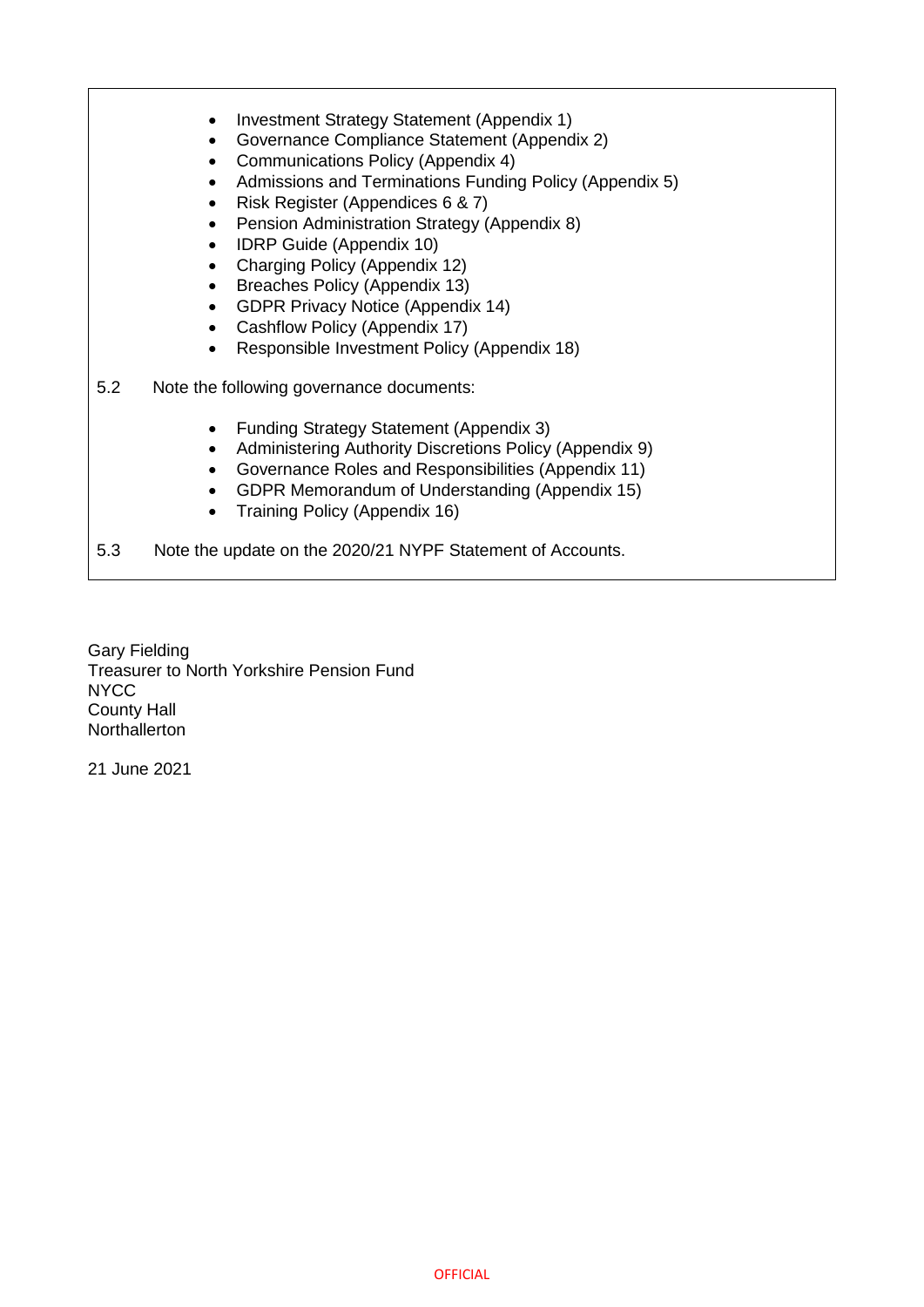- Investment Strategy Statement (Appendix 1)
- Governance Compliance Statement (Appendix 2)
- Communications Policy (Appendix 4)
- Admissions and Terminations Funding Policy (Appendix 5)
- Risk Register (Appendices 6 & 7)
- Pension Administration Strategy (Appendix 8)
- IDRP Guide (Appendix 10)
- Charging Policy (Appendix 12)
- Breaches Policy (Appendix 13)
- GDPR Privacy Notice (Appendix 14)
- Cashflow Policy (Appendix 17)
- Responsible Investment Policy (Appendix 18)

5.2 Note the following governance documents:

- Funding Strategy Statement (Appendix 3)
- Administering Authority Discretions Policy (Appendix 9)
- Governance Roles and Responsibilities (Appendix 11)
- GDPR Memorandum of Understanding (Appendix 15)
- Training Policy (Appendix 16)

5.3 Note the update on the 2020/21 NYPF Statement of Accounts.

Gary Fielding
Treasurer to North Yorkshire Pension Fund
NYCC
County Hall
Northallerton

21 June 2021